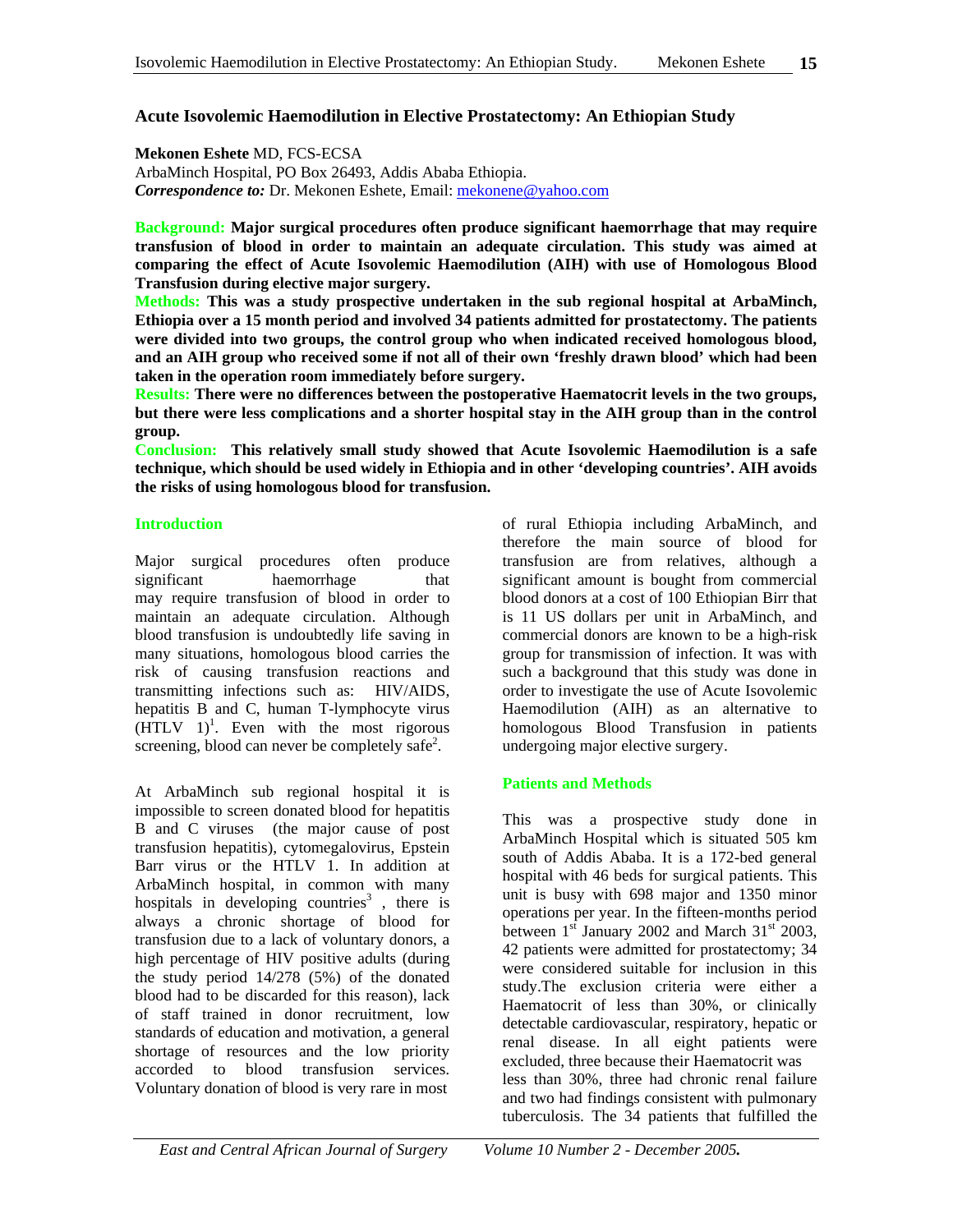# Acute Isovolemic Haemodilution in Elective Prostatectomy: An Ethiopian Study

**Mekonen Eshete** MD, FCS-ECSA
ArbaMinch Hospital, PO Box 26493, Addis Ababa Ethiopia.
***Correspondence to:*** Dr. Mekonen Eshete, Email: mekonene@yahoo.com

**Background: Major surgical procedures often produce significant haemorrhage that may require transfusion of blood in order to maintain an adequate circulation. This study was aimed at comparing the effect of Acute Isovolemic Haemodilution (AIH) with use of Homologous Blood Transfusion during elective major surgery.**
**Methods: This was a study prospective undertaken in the sub regional hospital at ArbaMinch, Ethiopia over a 15 month period and involved 34 patients admitted for prostatectomy. The patients were divided into two groups, the control group who when indicated received homologous blood, and an AIH group who received some if not all of their own 'freshly drawn blood' which had been taken in the operation room immediately before surgery.**
**Results: There were no differences between the postoperative Haematocrit levels in the two groups, but there were less complications and a shorter hospital stay in the AIH group than in the control group.**
**Conclusion: This relatively small study showed that Acute Isovolemic Haemodilution is a safe technique, which should be used widely in Ethiopia and in other 'developing countries'. AIH avoids the risks of using homologous blood for transfusion.**

## Introduction

Major surgical procedures often produce significant haemorrhage that may require transfusion of blood in order to maintain an adequate circulation. Although blood transfusion is undoubtedly life saving in many situations, homologous blood carries the risk of causing transfusion reactions and transmitting infections such as: HIV/AIDS, hepatitis B and C, human T-lymphocyte virus (HTLV 1)[1]. Even with the most rigorous screening, blood can never be completely safe[2].

At ArbaMinch sub regional hospital it is impossible to screen donated blood for hepatitis B and C viruses (the major cause of post transfusion hepatitis), cytomegalovirus, Epstein Barr virus or the HTLV 1. In addition at ArbaMinch hospital, in common with many hospitals in developing countries[3], there is always a chronic shortage of blood for transfusion due to a lack of voluntary donors, a high percentage of HIV positive adults (during the study period 14/278 (5%) of the donated blood had to be discarded for this reason), lack of staff trained in donor recruitment, low standards of education and motivation, a general shortage of resources and the low priority accorded to blood transfusion services. Voluntary donation of blood is very rare in most of rural Ethiopia including ArbaMinch, and therefore the main source of blood for transfusion are from relatives, although a significant amount is bought from commercial blood donors at a cost of 100 Ethiopian Birr that is 11 US dollars per unit in ArbaMinch, and commercial donors are known to be a high-risk group for transmission of infection. It was with such a background that this study was done in order to investigate the use of Acute Isovolemic Haemodilution (AIH) as an alternative to homologous Blood Transfusion in patients undergoing major elective surgery.

## Patients and Methods

This was a prospective study done in ArbaMinch Hospital which is situated 505 km south of Addis Ababa. It is a 172-bed general hospital with 46 beds for surgical patients. This unit is busy with 698 major and 1350 minor operations per year. In the fifteen-months period between 1st January 2002 and March 31st 2003, 42 patients were admitted for prostatectomy; 34 were considered suitable for inclusion in this study.The exclusion criteria were either a Haematocrit of less than 30%, or clinically detectable cardiovascular, respiratory, hepatic or renal disease. In all eight patients were excluded, three because their Haematocrit was less than 30%, three had chronic renal failure and two had findings consistent with pulmonary tuberculosis. The 34 patients that fulfilled the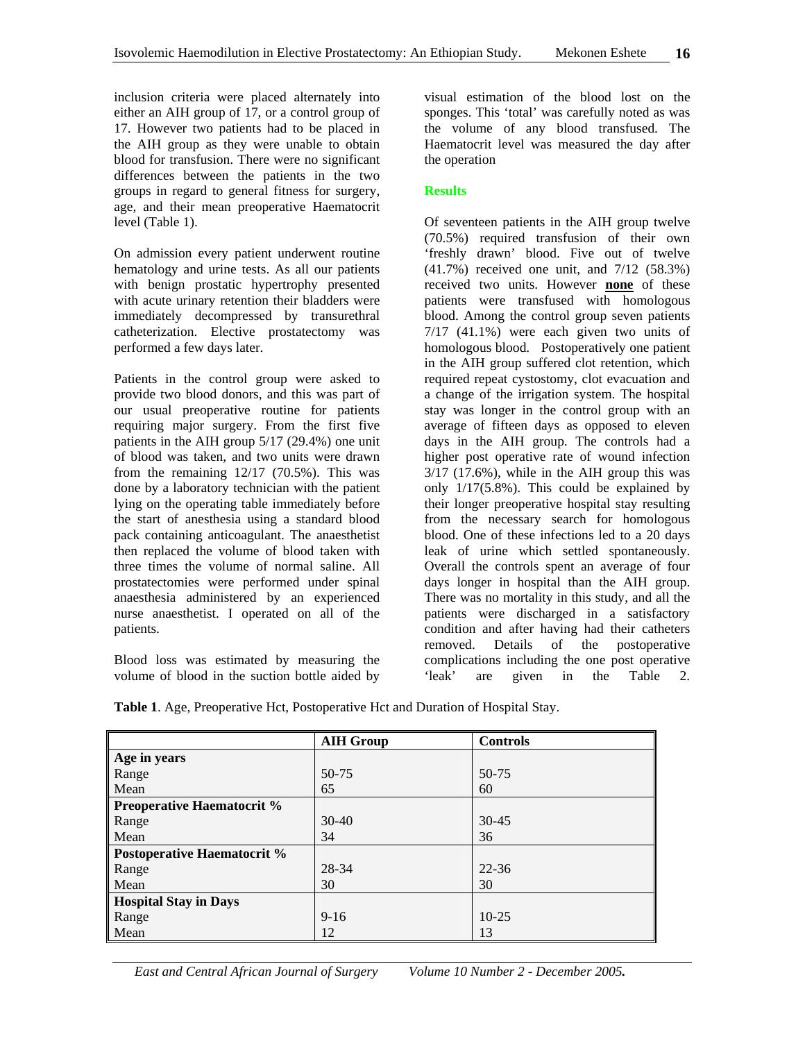inclusion criteria were placed alternately into either an AIH group of 17, or a control group of 17. However two patients had to be placed in the AIH group as they were unable to obtain blood for transfusion. There were no significant differences between the patients in the two groups in regard to general fitness for surgery, age, and their mean preoperative Haematocrit level (Table 1).

On admission every patient underwent routine hematology and urine tests. As all our patients with benign prostatic hypertrophy presented with acute urinary retention their bladders were immediately decompressed by transurethral catheterization. Elective prostatectomy was performed a few days later.

Patients in the control group were asked to provide two blood donors, and this was part of our usual preoperative routine for patients requiring major surgery. From the first five patients in the AIH group 5/17 (29.4%) one unit of blood was taken, and two units were drawn from the remaining 12/17 (70.5%). This was done by a laboratory technician with the patient lying on the operating table immediately before the start of anesthesia using a standard blood pack containing anticoagulant. The anaesthetist then replaced the volume of blood taken with three times the volume of normal saline. All prostatectomies were performed under spinal anaesthesia administered by an experienced nurse anaesthetist. I operated on all of the patients.

Blood loss was estimated by measuring the volume of blood in the suction bottle aided by visual estimation of the blood lost on the sponges. This 'total' was carefully noted as was the volume of any blood transfused. The Haematocrit level was measured the day after the operation

## Results

Of seventeen patients in the AIH group twelve (70.5%) required transfusion of their own 'freshly drawn' blood. Five out of twelve (41.7%) received one unit, and 7/12 (58.3%) received two units. However **none** of these patients were transfused with homologous blood. Among the control group seven patients 7/17 (41.1%) were each given two units of homologous blood. Postoperatively one patient in the AIH group suffered clot retention, which required repeat cystostomy, clot evacuation and a change of the irrigation system. The hospital stay was longer in the control group with an average of fifteen days as opposed to eleven days in the AIH group. The controls had a higher post operative rate of wound infection 3/17 (17.6%), while in the AIH group this was only 1/17(5.8%). This could be explained by their longer preoperative hospital stay resulting from the necessary search for homologous blood. One of these infections led to a 20 days leak of urine which settled spontaneously. Overall the controls spent an average of four days longer in hospital than the AIH group. There was no mortality in this study, and all the patients were discharged in a satisfactory condition and after having had their catheters removed. Details of the postoperative complications including the one post operative 'leak' are given in the Table 2.

**Table 1**. Age, Preoperative Hct, Postoperative Hct and Duration of Hospital Stay.

| | **AIH Group** | **Controls** |
|---|---|---|
| **Age in years** | | |
| Range | 50-75 | 50-75 |
| Mean | 65 | 60 |
| **Preoperative Haematocrit %** | | |
| Range | 30-40 | 30-45 |
| Mean | 34 | 36 |
| **Postoperative Haematocrit %** | | |
| Range | 28-34 | 22-36 |
| Mean | 30 | 30 |
| **Hospital Stay in Days** | | |
| Range | 9-16 | 10-25 |
| Mean | 12 | 13 |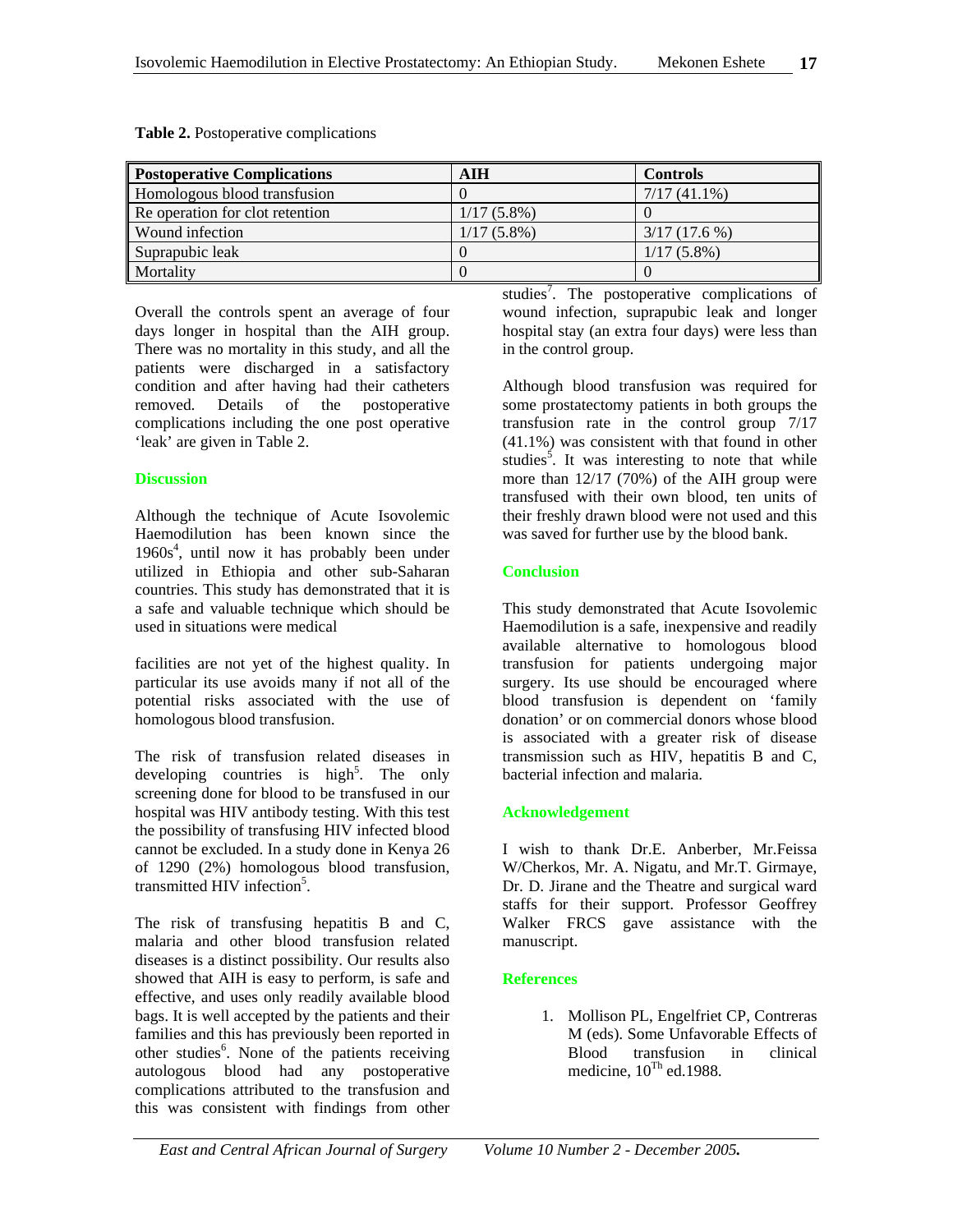**Table 2.** Postoperative complications

| Postoperative Complications | AIH | Controls |
|---|---|---|
| Homologous blood transfusion | 0 | 7/17 (41.1%) |
| Re operation for clot retention | 1/17 (5.8%) | 0 |
| Wound infection | 1/17 (5.8%) | 3/17 (17.6 %) |
| Suprapubic leak | 0 | 1/17 (5.8%) |
| Mortality | 0 | 0 |

Overall the controls spent an average of four days longer in hospital than the AIH group. There was no mortality in this study, and all the patients were discharged in a satisfactory condition and after having had their catheters removed. Details of the postoperative complications including the one post operative 'leak' are given in Table 2.

## Discussion

Although the technique of Acute Isovolemic Haemodilution has been known since the 1960s[4], until now it has probably been under utilized in Ethiopia and other sub-Saharan countries. This study has demonstrated that it is a safe and valuable technique which should be used in situations were medical facilities are not yet of the highest quality. In particular its use avoids many if not all of the potential risks associated with the use of homologous blood transfusion.

The risk of transfusion related diseases in developing countries is high[5]. The only screening done for blood to be transfused in our hospital was HIV antibody testing. With this test the possibility of transfusing HIV infected blood cannot be excluded. In a study done in Kenya 26 of 1290 (2%) homologous blood transfusion, transmitted HIV infection[5].

The risk of transfusing hepatitis B and C, malaria and other blood transfusion related diseases is a distinct possibility. Our results also showed that AIH is easy to perform, is safe and effective, and uses only readily available blood bags. It is well accepted by the patients and their families and this has previously been reported in other studies[6]. None of the patients receiving autologous blood had any postoperative complications attributed to the transfusion and this was consistent with findings from other studies[7]. The postoperative complications of wound infection, suprapubic leak and longer hospital stay (an extra four days) were less than in the control group.

Although blood transfusion was required for some prostatectomy patients in both groups the transfusion rate in the control group 7/17 (41.1%) was consistent with that found in other studies[5]. It was interesting to note that while more than 12/17 (70%) of the AIH group were transfused with their own blood, ten units of their freshly drawn blood were not used and this was saved for further use by the blood bank.

## Conclusion

This study demonstrated that Acute Isovolemic Haemodilution is a safe, inexpensive and readily available alternative to homologous blood transfusion for patients undergoing major surgery. Its use should be encouraged where blood transfusion is dependent on 'family donation' or on commercial donors whose blood is associated with a greater risk of disease transmission such as HIV, hepatitis B and C, bacterial infection and malaria.

## Acknowledgement

I wish to thank Dr.E. Anberber, Mr.Feissa W/Cherkos, Mr. A. Nigatu, and Mr.T. Girmaye, Dr. D. Jirane and the Theatre and surgical ward staffs for their support. Professor Geoffrey Walker FRCS gave assistance with the manuscript.

## References

1. Mollison PL, Engelfriet CP, Contreras M (eds). Some Unfavorable Effects of Blood transfusion in clinical medicine, 10$^{Th}$ ed.1988.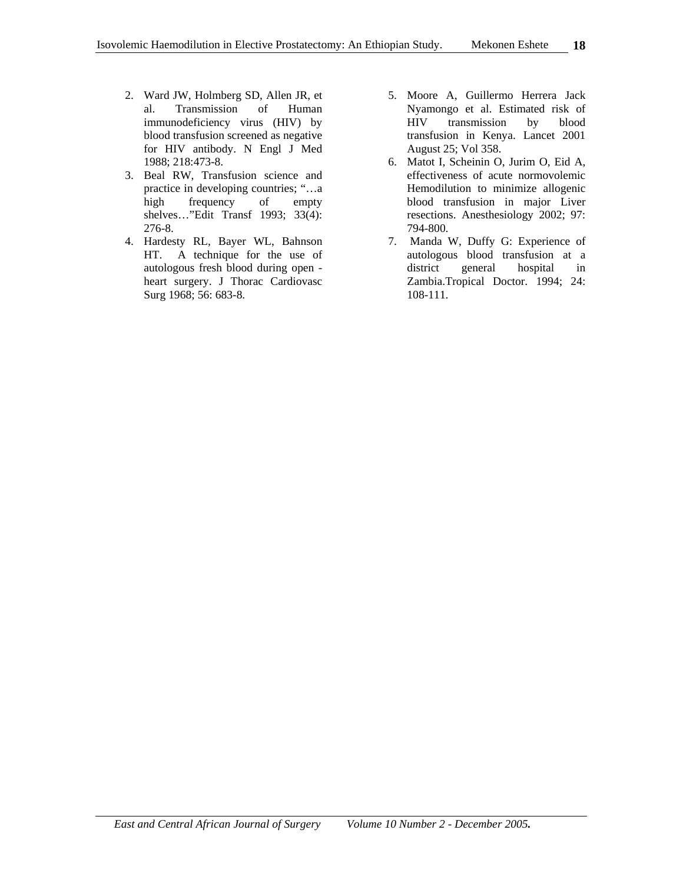2. Ward JW, Holmberg SD, Allen JR, et al. Transmission of Human immunodeficiency virus (HIV) by blood transfusion screened as negative for HIV antibody. N Engl J Med 1988; 218:473-8.
3. Beal RW, Transfusion science and practice in developing countries; "…a high frequency of empty shelves…"Edit Transf 1993; 33(4): 276-8.
4. Hardesty RL, Bayer WL, Bahnson HT. A technique for the use of autologous fresh blood during open - heart surgery. J Thorac Cardiovasc Surg 1968; 56: 683-8.
5. Moore A, Guillermo Herrera Jack Nyamongo et al. Estimated risk of HIV transmission by blood transfusion in Kenya. Lancet 2001 August 25; Vol 358.
6. Matot I, Scheinin O, Jurim O, Eid A, effectiveness of acute normovolemic Hemodilution to minimize allogenic blood transfusion in major Liver resections. Anesthesiology 2002; 97: 794-800.
7. Manda W, Duffy G: Experience of autologous blood transfusion at a district general hospital in Zambia.Tropical Doctor. 1994; 24: 108-111.